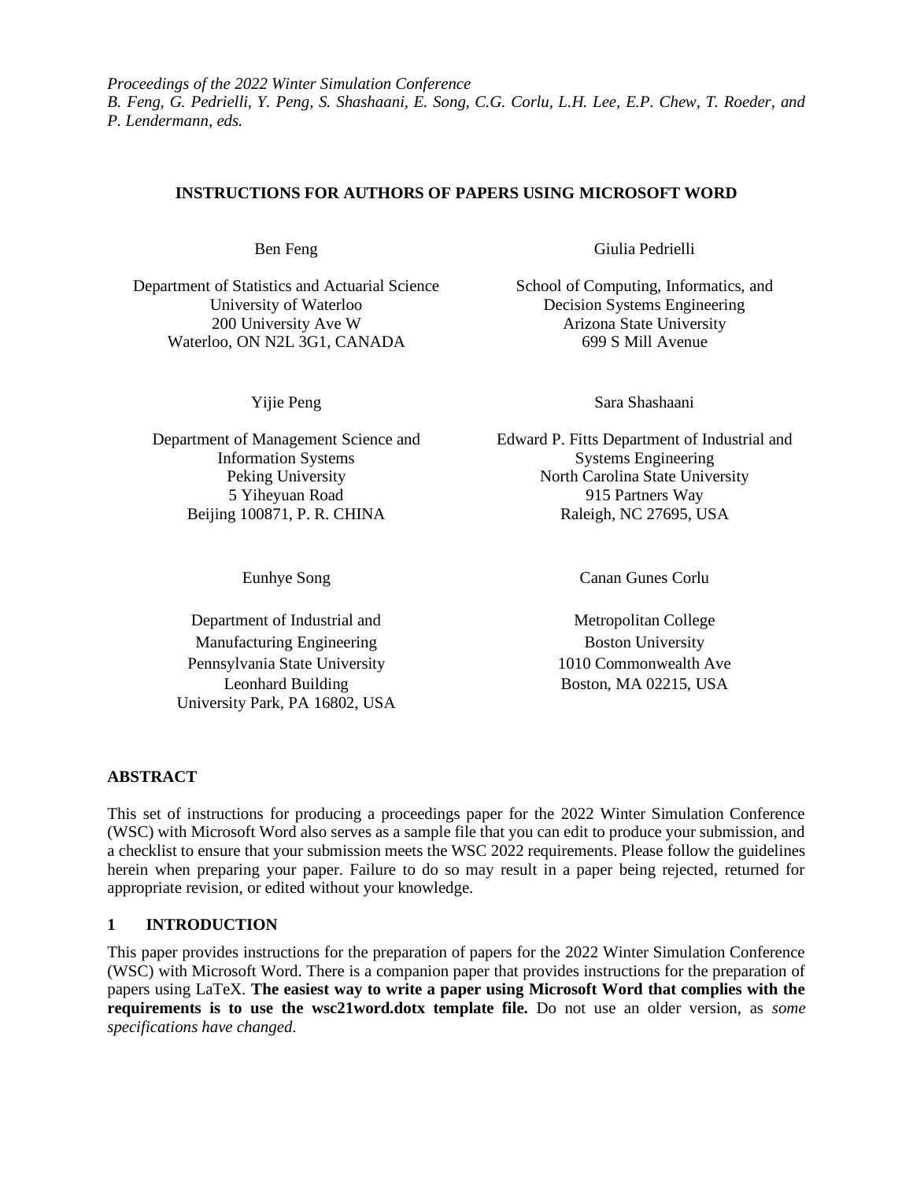*Proceedings of the 2022 Winter Simulation Conference*
*B. Feng, G. Pedrielli, Y. Peng, S. Shashaani, E. Song, C.G. Corlu, L.H. Lee, E.P. Chew, T. Roeder, and P. Lendermann, eds.*

# INSTRUCTIONS FOR AUTHORS OF PAPERS USING MICROSOFT WORD

Ben Feng

Department of Statistics and Actuarial Science
University of Waterloo
200 University Ave W
Waterloo, ON N2L 3G1, CANADA

Giulia Pedrielli

School of Computing, Informatics, and
Decision Systems Engineering
Arizona State University
699 S Mill Avenue

Yijie Peng

Department of Management Science and
Information Systems
Peking University
5 Yiheyuan Road
Beijing 100871, P. R. CHINA

Sara Shashaani

Edward P. Fitts Department of Industrial and
Systems Engineering
North Carolina State University
915 Partners Way
Raleigh, NC 27695, USA

Eunhye Song

Department of Industrial and
Manufacturing Engineering
Pennsylvania State University
Leonhard Building
University Park, PA 16802, USA

Canan Gunes Corlu

Metropolitan College
Boston University
1010 Commonwealth Ave
Boston, MA 02215, USA

## ABSTRACT

This set of instructions for producing a proceedings paper for the 2022 Winter Simulation Conference (WSC) with Microsoft Word also serves as a sample file that you can edit to produce your submission, and a checklist to ensure that your submission meets the WSC 2022 requirements. Please follow the guidelines herein when preparing your paper. Failure to do so may result in a paper being rejected, returned for appropriate revision, or edited without your knowledge.

## 1 INTRODUCTION

This paper provides instructions for the preparation of papers for the 2022 Winter Simulation Conference (WSC) with Microsoft Word. There is a companion paper that provides instructions for the preparation of papers using LaTeX. **The easiest way to write a paper using Microsoft Word that complies with the requirements is to use the wsc21word.dotx template file.** Do not use an older version, as *some specifications have changed*.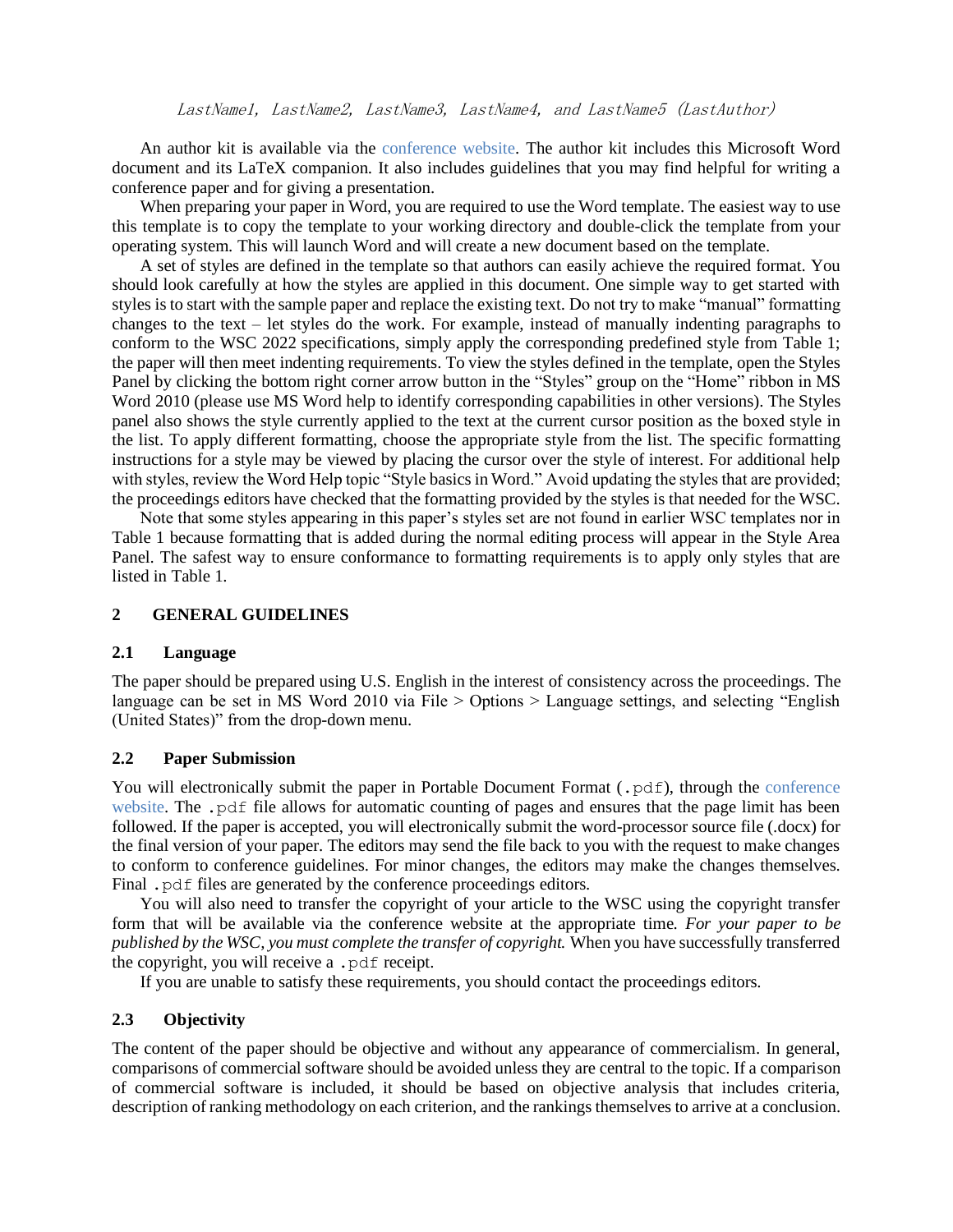An author kit is available via the conference website. The author kit includes this Microsoft Word document and its LaTeX companion. It also includes guidelines that you may find helpful for writing a conference paper and for giving a presentation.

When preparing your paper in Word, you are required to use the Word template. The easiest way to use this template is to copy the template to your working directory and double-click the template from your operating system. This will launch Word and will create a new document based on the template.

A set of styles are defined in the template so that authors can easily achieve the required format. You should look carefully at how the styles are applied in this document. One simple way to get started with styles is to start with the sample paper and replace the existing text. Do not try to make "manual" formatting changes to the text – let styles do the work. For example, instead of manually indenting paragraphs to conform to the WSC 2022 specifications, simply apply the corresponding predefined style from Table 1; the paper will then meet indenting requirements. To view the styles defined in the template, open the Styles Panel by clicking the bottom right corner arrow button in the "Styles" group on the "Home" ribbon in MS Word 2010 (please use MS Word help to identify corresponding capabilities in other versions). The Styles panel also shows the style currently applied to the text at the current cursor position as the boxed style in the list. To apply different formatting, choose the appropriate style from the list. The specific formatting instructions for a style may be viewed by placing the cursor over the style of interest. For additional help with styles, review the Word Help topic "Style basics in Word." Avoid updating the styles that are provided; the proceedings editors have checked that the formatting provided by the styles is that needed for the WSC.

Note that some styles appearing in this paper's styles set are not found in earlier WSC templates nor in Table 1 because formatting that is added during the normal editing process will appear in the Style Area Panel. The safest way to ensure conformance to formatting requirements is to apply only styles that are listed in Table 1.

## 2 GENERAL GUIDELINES

### 2.1 Language

The paper should be prepared using U.S. English in the interest of consistency across the proceedings. The language can be set in MS Word 2010 via File > Options > Language settings, and selecting "English (United States)" from the drop-down menu.

### 2.2 Paper Submission

You will electronically submit the paper in Portable Document Format (`.pdf`), through the conference website. The `.pdf` file allows for automatic counting of pages and ensures that the page limit has been followed. If the paper is accepted, you will electronically submit the word-processor source file (.docx) for the final version of your paper. The editors may send the file back to you with the request to make changes to conform to conference guidelines. For minor changes, the editors may make the changes themselves. Final `.pdf` files are generated by the conference proceedings editors.

You will also need to transfer the copyright of your article to the WSC using the copyright transfer form that will be available via the conference website at the appropriate time. *For your paper to be published by the WSC, you must complete the transfer of copyright.* When you have successfully transferred the copyright, you will receive a `.pdf` receipt.

If you are unable to satisfy these requirements, you should contact the proceedings editors.

### 2.3 Objectivity

The content of the paper should be objective and without any appearance of commercialism. In general, comparisons of commercial software should be avoided unless they are central to the topic. If a comparison of commercial software is included, it should be based on objective analysis that includes criteria, description of ranking methodology on each criterion, and the rankings themselves to arrive at a conclusion.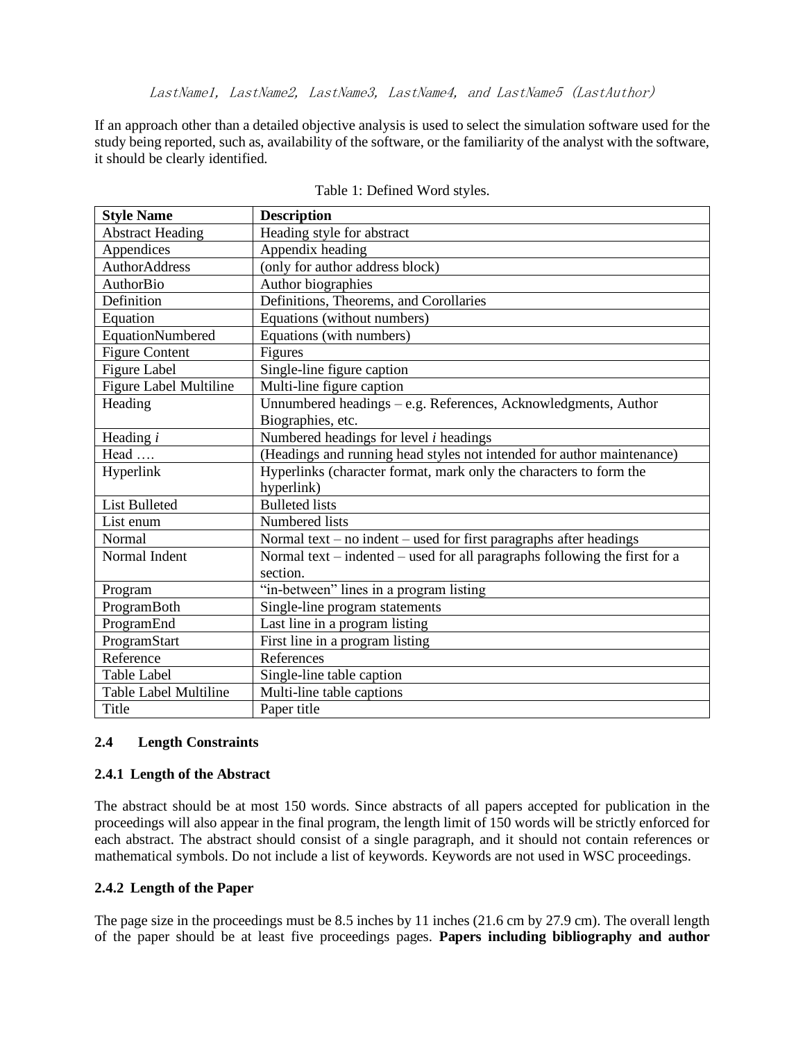If an approach other than a detailed objective analysis is used to select the simulation software used for the study being reported, such as, availability of the software, or the familiarity of the analyst with the software, it should be clearly identified.

Table 1: Defined Word styles.

| Style Name | Description |
|---|---|
| Abstract Heading | Heading style for abstract |
| Appendices | Appendix heading |
| AuthorAddress | (only for author address block) |
| AuthorBio | Author biographies |
| Definition | Definitions, Theorems, and Corollaries |
| Equation | Equations (without numbers) |
| EquationNumbered | Equations (with numbers) |
| Figure Content | Figures |
| Figure Label | Single-line figure caption |
| Figure Label Multiline | Multi-line figure caption |
| Heading | Unnumbered headings – e.g. References, Acknowledgments, Author Biographies, etc. |
| Heading *i* | Numbered headings for level *i* headings |
| Head …. | (Headings and running head styles not intended for author maintenance) |
| Hyperlink | Hyperlinks (character format, mark only the characters to form the hyperlink) |
| List Bulleted | Bulleted lists |
| List enum | Numbered lists |
| Normal | Normal text – no indent – used for first paragraphs after headings |
| Normal Indent | Normal text – indented – used for all paragraphs following the first for a section. |
| Program | "in-between" lines in a program listing |
| ProgramBoth | Single-line program statements |
| ProgramEnd | Last line in a program listing |
| ProgramStart | First line in a program listing |
| Reference | References |
| Table Label | Single-line table caption |
| Table Label Multiline | Multi-line table captions |
| Title | Paper title |

### 2.4 Length Constraints

#### 2.4.1 Length of the Abstract

The abstract should be at most 150 words. Since abstracts of all papers accepted for publication in the proceedings will also appear in the final program, the length limit of 150 words will be strictly enforced for each abstract. The abstract should consist of a single paragraph, and it should not contain references or mathematical symbols. Do not include a list of keywords. Keywords are not used in WSC proceedings.

#### 2.4.2 Length of the Paper

The page size in the proceedings must be 8.5 inches by 11 inches (21.6 cm by 27.9 cm). The overall length of the paper should be at least five proceedings pages. **Papers including bibliography and author**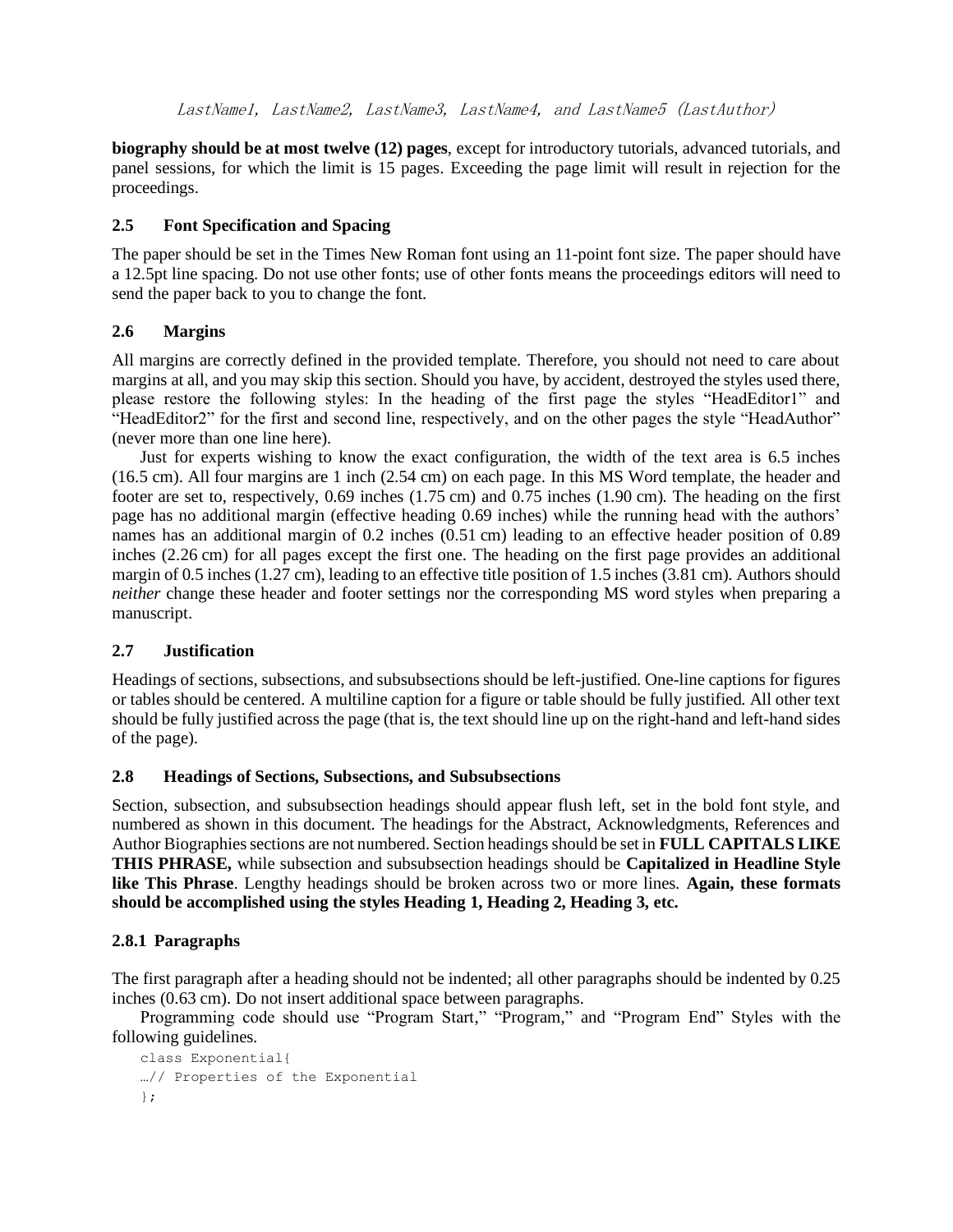**biography should be at most twelve (12) pages**, except for introductory tutorials, advanced tutorials, and panel sessions, for which the limit is 15 pages. Exceeding the page limit will result in rejection for the proceedings.

## 2.5 Font Specification and Spacing

The paper should be set in the Times New Roman font using an 11-point font size. The paper should have a 12.5pt line spacing. Do not use other fonts; use of other fonts means the proceedings editors will need to send the paper back to you to change the font.

## 2.6 Margins

All margins are correctly defined in the provided template. Therefore, you should not need to care about margins at all, and you may skip this section. Should you have, by accident, destroyed the styles used there, please restore the following styles: In the heading of the first page the styles "HeadEditor1" and "HeadEditor2" for the first and second line, respectively, and on the other pages the style "HeadAuthor" (never more than one line here).

Just for experts wishing to know the exact configuration, the width of the text area is 6.5 inches (16.5 cm). All four margins are 1 inch (2.54 cm) on each page. In this MS Word template, the header and footer are set to, respectively, 0.69 inches (1.75 cm) and 0.75 inches (1.90 cm). The heading on the first page has no additional margin (effective heading 0.69 inches) while the running head with the authors' names has an additional margin of 0.2 inches (0.51 cm) leading to an effective header position of 0.89 inches (2.26 cm) for all pages except the first one. The heading on the first page provides an additional margin of 0.5 inches (1.27 cm), leading to an effective title position of 1.5 inches (3.81 cm). Authors should *neither* change these header and footer settings nor the corresponding MS word styles when preparing a manuscript.

## 2.7 Justification

Headings of sections, subsections, and subsubsections should be left-justified. One-line captions for figures or tables should be centered. A multiline caption for a figure or table should be fully justified. All other text should be fully justified across the page (that is, the text should line up on the right-hand and left-hand sides of the page).

## 2.8 Headings of Sections, Subsections, and Subsubsections

Section, subsection, and subsubsection headings should appear flush left, set in the bold font style, and numbered as shown in this document. The headings for the Abstract, Acknowledgments, References and Author Biographies sections are not numbered. Section headings should be set in **FULL CAPITALS LIKE THIS PHRASE,** while subsection and subsubsection headings should be **Capitalized in Headline Style like This Phrase**. Lengthy headings should be broken across two or more lines. **Again, these formats should be accomplished using the styles Heading 1, Heading 2, Heading 3, etc.**

### 2.8.1 Paragraphs

The first paragraph after a heading should not be indented; all other paragraphs should be indented by 0.25 inches (0.63 cm). Do not insert additional space between paragraphs.

Programming code should use "Program Start," "Program," and "Program End" Styles with the following guidelines.

```
class Exponential{
…// Properties of the Exponential
};
```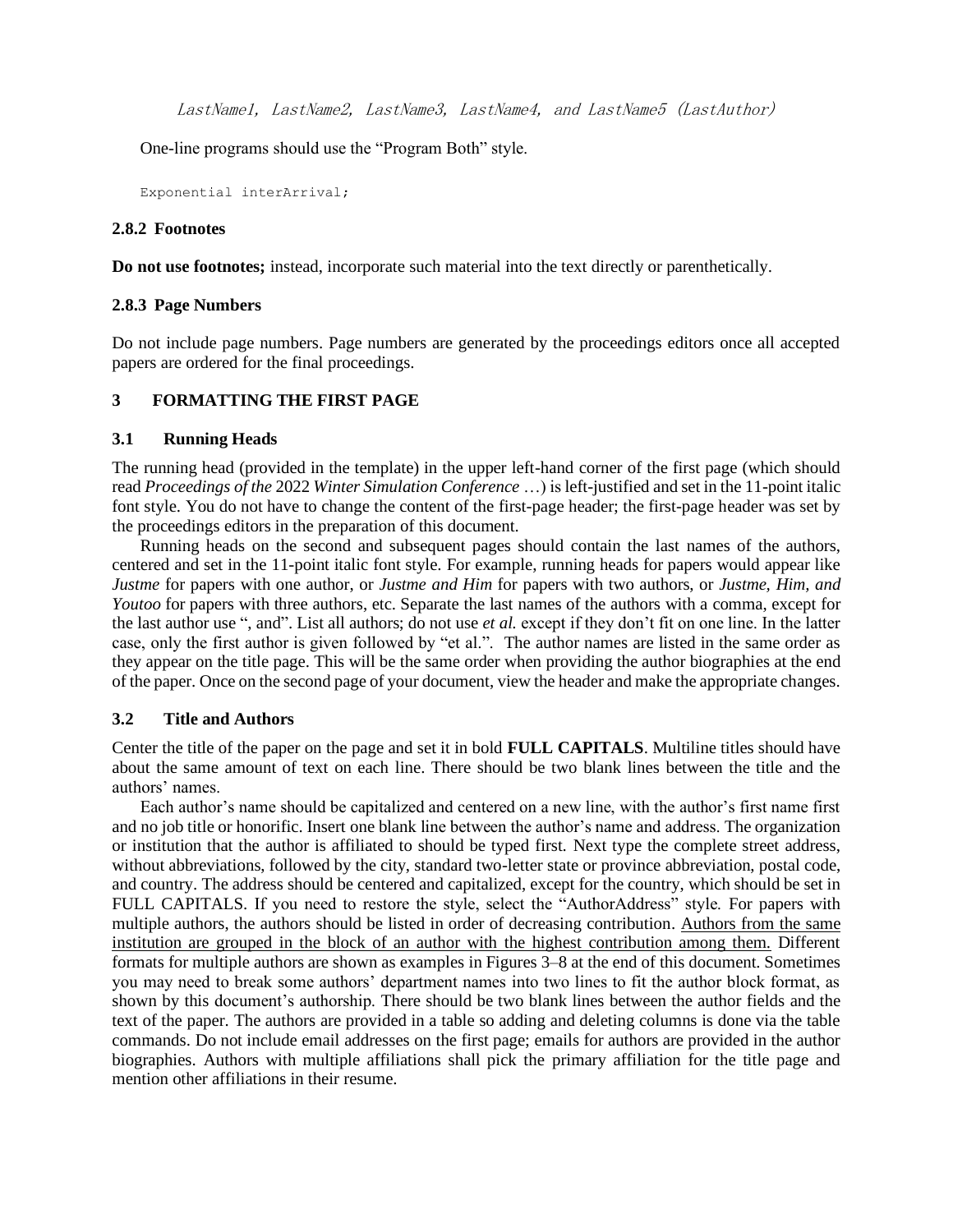```
LastName1, LastName2, LastName3, LastName4, and LastName5 (LastAuthor)
```

One-line programs should use the “Program Both” style.

```
Exponential interArrival;
```

### 2.8.2 Footnotes

**Do not use footnotes;** instead, incorporate such material into the text directly or parenthetically.

### 2.8.3 Page Numbers

Do not include page numbers. Page numbers are generated by the proceedings editors once all accepted papers are ordered for the final proceedings.

# 3 FORMATTING THE FIRST PAGE

## 3.1 Running Heads

The running head (provided in the template) in the upper left-hand corner of the first page (which should read *Proceedings of the* 2022 *Winter Simulation Conference* …) is left-justified and set in the 11-point italic font style. You do not have to change the content of the first-page header; the first-page header was set by the proceedings editors in the preparation of this document.

Running heads on the second and subsequent pages should contain the last names of the authors, centered and set in the 11-point italic font style. For example, running heads for papers would appear like *Justme* for papers with one author, or *Justme and Him* for papers with two authors, or *Justme, Him, and Youtoo* for papers with three authors, etc. Separate the last names of the authors with a comma, except for the last author use “, and”. List all authors; do not use *et al.* except if they don’t fit on one line. In the latter case, only the first author is given followed by “et al.”. The author names are listed in the same order as they appear on the title page. This will be the same order when providing the author biographies at the end of the paper. Once on the second page of your document, view the header and make the appropriate changes.

## 3.2 Title and Authors

Center the title of the paper on the page and set it in bold **FULL CAPITALS**. Multiline titles should have about the same amount of text on each line. There should be two blank lines between the title and the authors’ names.

Each author’s name should be capitalized and centered on a new line, with the author’s first name first and no job title or honorific. Insert one blank line between the author’s name and address. The organization or institution that the author is affiliated to should be typed first. Next type the complete street address, without abbreviations, followed by the city, standard two-letter state or province abbreviation, postal code, and country. The address should be centered and capitalized, except for the country, which should be set in FULL CAPITALS. If you need to restore the style, select the “AuthorAddress” style. For papers with multiple authors, the authors should be listed in order of decreasing contribution. Authors from the same institution are grouped in the block of an author with the highest contribution among them. Different formats for multiple authors are shown as examples in Figures 3–8 at the end of this document. Sometimes you may need to break some authors’ department names into two lines to fit the author block format, as shown by this document’s authorship. There should be two blank lines between the author fields and the text of the paper. The authors are provided in a table so adding and deleting columns is done via the table commands. Do not include email addresses on the first page; emails for authors are provided in the author biographies. Authors with multiple affiliations shall pick the primary affiliation for the title page and mention other affiliations in their resume.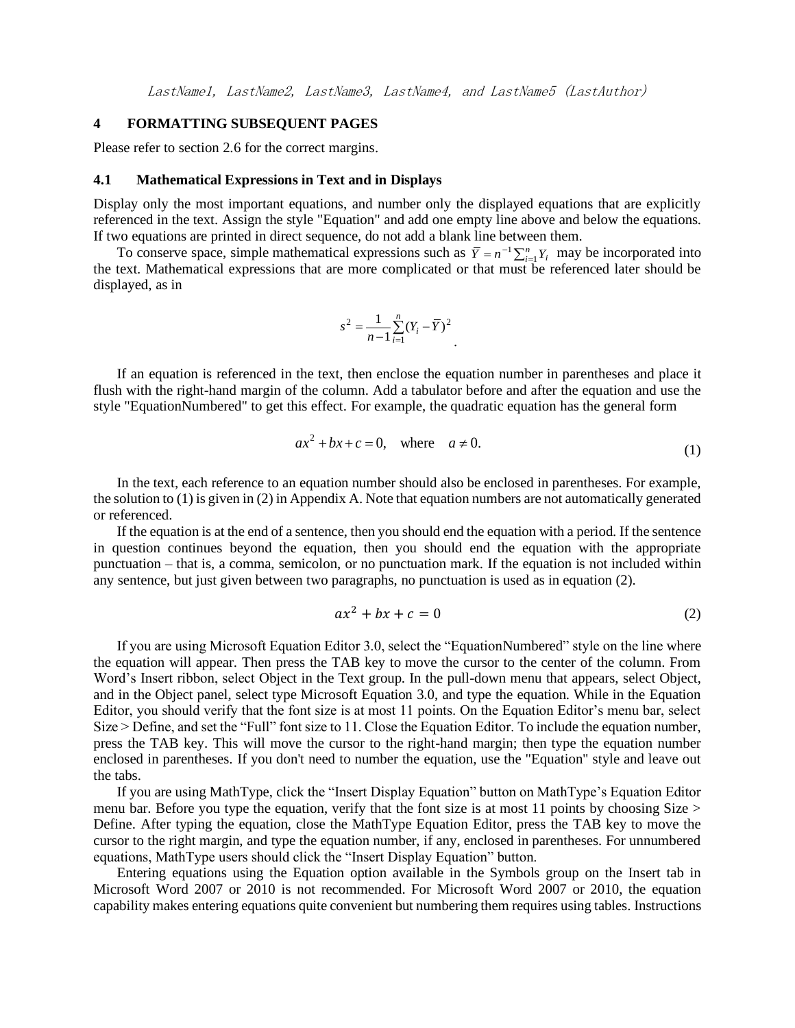## 4 FORMATTING SUBSEQUENT PAGES

Please refer to section 2.6 for the correct margins.

### 4.1 Mathematical Expressions in Text and in Displays

Display only the most important equations, and number only the displayed equations that are explicitly referenced in the text. Assign the style "Equation" and add one empty line above and below the equations. If two equations are printed in direct sequence, do not add a blank line between them.

To conserve space, simple mathematical expressions such as $\bar{Y} = n^{-1}\sum_{i=1}^{n} Y_i$ may be incorporated into the text. Mathematical expressions that are more complicated or that must be referenced later should be displayed, as in

$$s^2 = \frac{1}{n-1}\sum_{i=1}^{n}(Y_i - \bar{Y})^2 .$$

If an equation is referenced in the text, then enclose the equation number in parentheses and place it flush with the right-hand margin of the column. Add a tabulator before and after the equation and use the style "EquationNumbered" to get this effect. For example, the quadratic equation has the general form

$$ax^2 + bx + c = 0, \quad \text{where} \quad a \neq 0. \tag{1}$$

In the text, each reference to an equation number should also be enclosed in parentheses. For example, the solution to (1) is given in (2) in Appendix A. Note that equation numbers are not automatically generated or referenced.

If the equation is at the end of a sentence, then you should end the equation with a period. If the sentence in question continues beyond the equation, then you should end the equation with the appropriate punctuation – that is, a comma, semicolon, or no punctuation mark. If the equation is not included within any sentence, but just given between two paragraphs, no punctuation is used as in equation (2).

$$ax^2 + bx + c = 0 \tag{2}$$

If you are using Microsoft Equation Editor 3.0, select the "EquationNumbered" style on the line where the equation will appear. Then press the TAB key to move the cursor to the center of the column. From Word's Insert ribbon, select Object in the Text group. In the pull-down menu that appears, select Object, and in the Object panel, select type Microsoft Equation 3.0, and type the equation. While in the Equation Editor, you should verify that the font size is at most 11 points. On the Equation Editor's menu bar, select Size > Define, and set the "Full" font size to 11. Close the Equation Editor. To include the equation number, press the TAB key. This will move the cursor to the right-hand margin; then type the equation number enclosed in parentheses. If you don't need to number the equation, use the "Equation" style and leave out the tabs.

If you are using MathType, click the "Insert Display Equation" button on MathType's Equation Editor menu bar. Before you type the equation, verify that the font size is at most 11 points by choosing Size > Define. After typing the equation, close the MathType Equation Editor, press the TAB key to move the cursor to the right margin, and type the equation number, if any, enclosed in parentheses. For unnumbered equations, MathType users should click the "Insert Display Equation" button.

Entering equations using the Equation option available in the Symbols group on the Insert tab in Microsoft Word 2007 or 2010 is not recommended. For Microsoft Word 2007 or 2010, the equation capability makes entering equations quite convenient but numbering them requires using tables. Instructions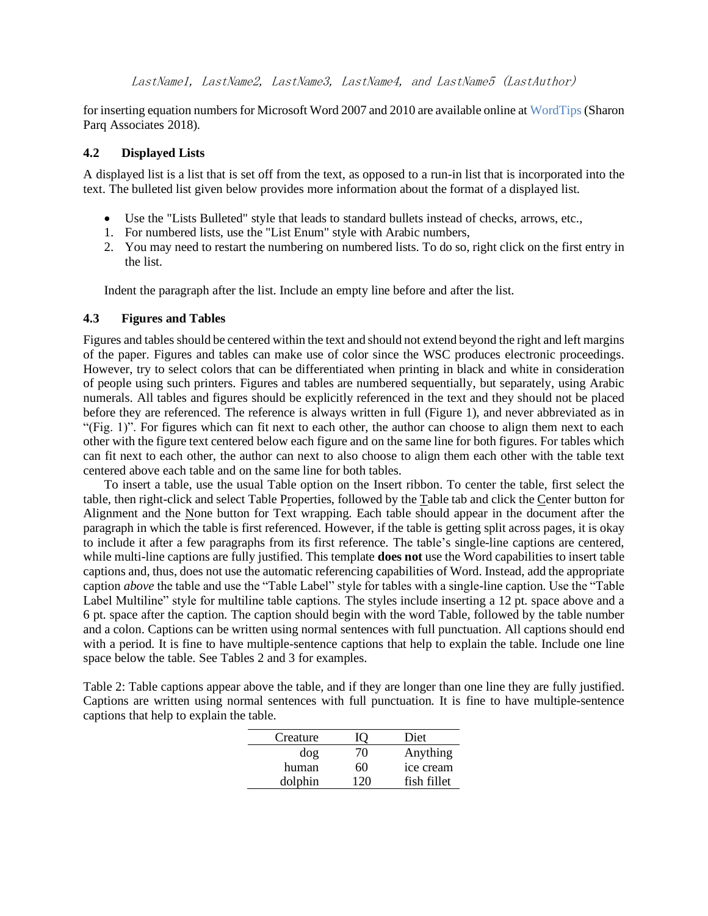for inserting equation numbers for Microsoft Word 2007 and 2010 are available online at WordTips (Sharon Parq Associates 2018).

### 4.2 Displayed Lists

A displayed list is a list that is set off from the text, as opposed to a run-in list that is incorporated into the text. The bulleted list given below provides more information about the format of a displayed list.

- Use the "Lists Bulleted" style that leads to standard bullets instead of checks, arrows, etc.,

1. For numbered lists, use the "List Enum" style with Arabic numbers,
2. You may need to restart the numbering on numbered lists. To do so, right click on the first entry in the list.

Indent the paragraph after the list. Include an empty line before and after the list.

### 4.3 Figures and Tables

Figures and tables should be centered within the text and should not extend beyond the right and left margins of the paper. Figures and tables can make use of color since the WSC produces electronic proceedings. However, try to select colors that can be differentiated when printing in black and white in consideration of people using such printers. Figures and tables are numbered sequentially, but separately, using Arabic numerals. All tables and figures should be explicitly referenced in the text and they should not be placed before they are referenced. The reference is always written in full (Figure 1), and never abbreviated as in "(Fig. 1)". For figures which can fit next to each other, the author can choose to align them next to each other with the figure text centered below each figure and on the same line for both figures. For tables which can fit next to each other, the author can next to also choose to align them each other with the table text centered above each table and on the same line for both tables.

To insert a table, use the usual Table option on the Insert ribbon. To center the table, first select the table, then right-click and select Table Properties, followed by the Table tab and click the Center button for Alignment and the None button for Text wrapping. Each table should appear in the document after the paragraph in which the table is first referenced. However, if the table is getting split across pages, it is okay to include it after a few paragraphs from its first reference. The table's single-line captions are centered, while multi-line captions are fully justified. This template **does not** use the Word capabilities to insert table captions and, thus, does not use the automatic referencing capabilities of Word. Instead, add the appropriate caption *above* the table and use the "Table Label" style for tables with a single-line caption. Use the "Table Label Multiline" style for multiline table captions. The styles include inserting a 12 pt. space above and a 6 pt. space after the caption. The caption should begin with the word Table, followed by the table number and a colon. Captions can be written using normal sentences with full punctuation. All captions should end with a period. It is fine to have multiple-sentence captions that help to explain the table. Include one line space below the table. See Tables 2 and 3 for examples.

Table 2: Table captions appear above the table, and if they are longer than one line they are fully justified. Captions are written using normal sentences with full punctuation. It is fine to have multiple-sentence captions that help to explain the table.

| Creature | IQ | Diet |
|---:|:---:|:---|
| dog | 70 | Anything |
| human | 60 | ice cream |
| dolphin | 120 | fish fillet |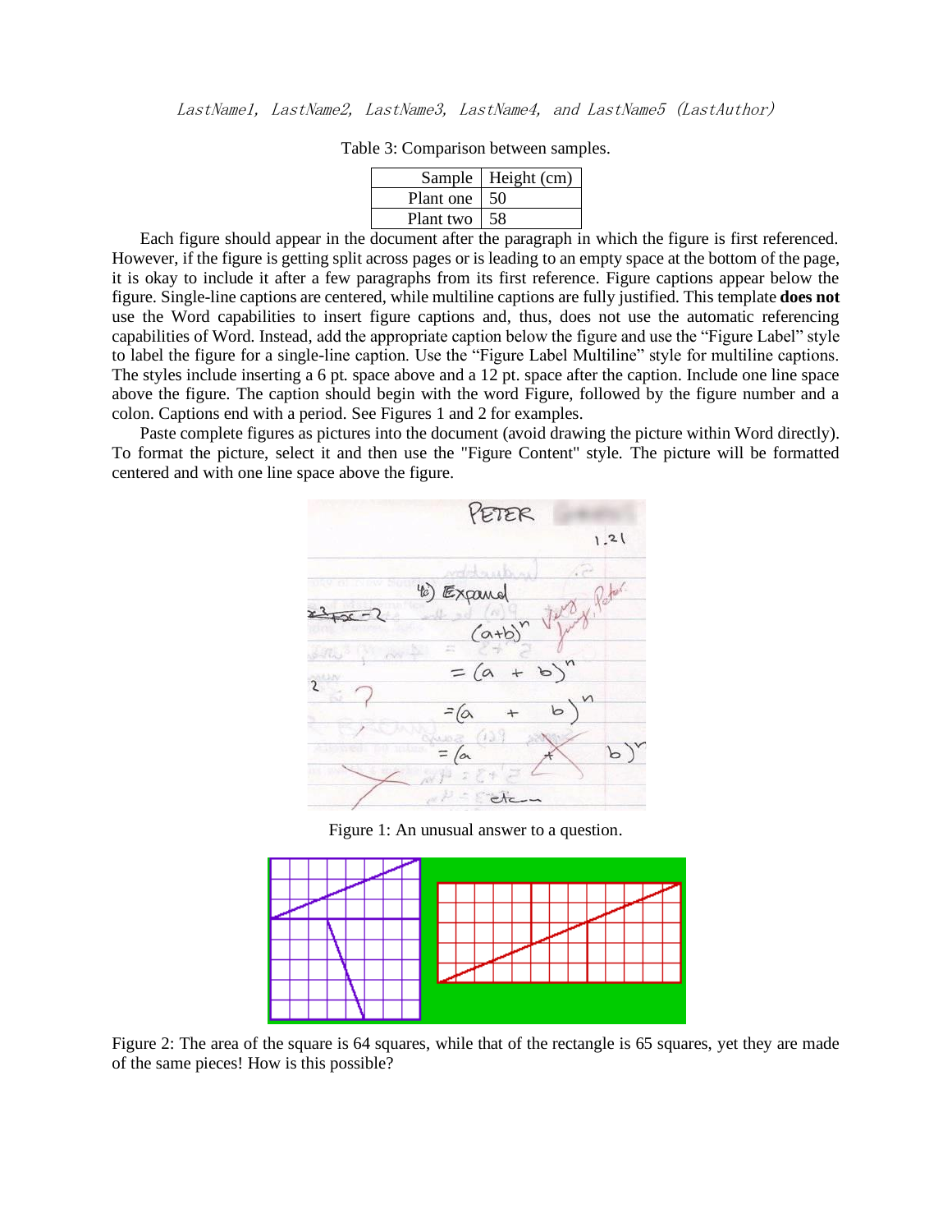Table 3: Comparison between samples.

| Sample | Height (cm) |
|---|---|
| Plant one | 50 |
| Plant two | 58 |

Each figure should appear in the document after the paragraph in which the figure is first referenced. However, if the figure is getting split across pages or is leading to an empty space at the bottom of the page, it is okay to include it after a few paragraphs from its first reference. Figure captions appear below the figure. Single-line captions are centered, while multiline captions are fully justified. This template **does not** use the Word capabilities to insert figure captions and, thus, does not use the automatic referencing capabilities of Word. Instead, add the appropriate caption below the figure and use the "Figure Label" style to label the figure for a single-line caption. Use the "Figure Label Multiline" style for multiline captions. The styles include inserting a 6 pt. space above and a 12 pt. space after the caption. Include one line space above the figure. The caption should begin with the word Figure, followed by the figure number and a colon. Captions end with a period. See Figures 1 and 2 for examples.

Paste complete figures as pictures into the document (avoid drawing the picture within Word directly). To format the picture, select it and then use the "Figure Content" style. The picture will be formatted centered and with one line space above the figure.

Figure 1: An unusual answer to a question.

Figure 2: The area of the square is 64 squares, while that of the rectangle is 65 squares, yet they are made of the same pieces! How is this possible?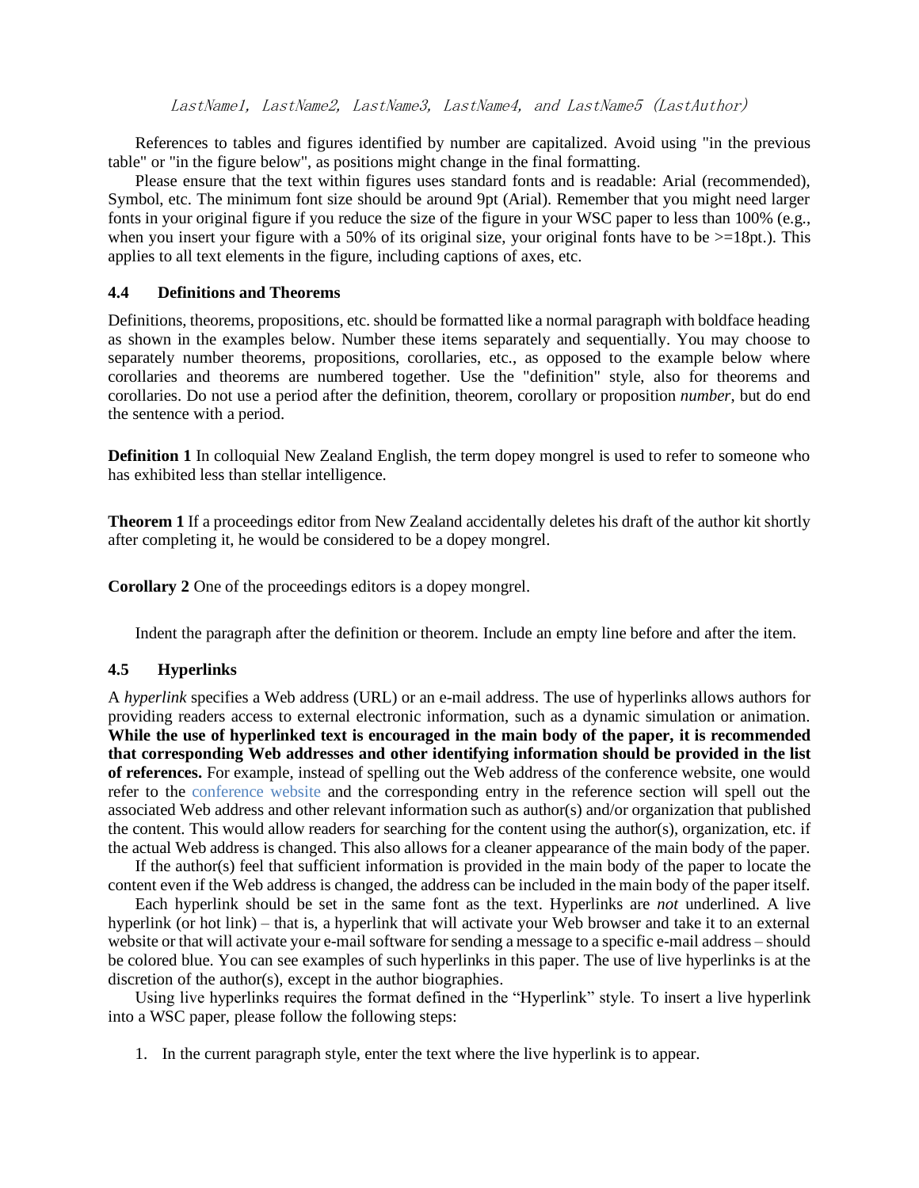References to tables and figures identified by number are capitalized. Avoid using "in the previous table" or "in the figure below", as positions might change in the final formatting.

Please ensure that the text within figures uses standard fonts and is readable: Arial (recommended), Symbol, etc. The minimum font size should be around 9pt (Arial). Remember that you might need larger fonts in your original figure if you reduce the size of the figure in your WSC paper to less than 100% (e.g., when you insert your figure with a 50% of its original size, your original fonts have to be >=18pt.). This applies to all text elements in the figure, including captions of axes, etc.

### 4.4 Definitions and Theorems

Definitions, theorems, propositions, etc. should be formatted like a normal paragraph with boldface heading as shown in the examples below. Number these items separately and sequentially. You may choose to separately number theorems, propositions, corollaries, etc., as opposed to the example below where corollaries and theorems are numbered together. Use the "definition" style, also for theorems and corollaries. Do not use a period after the definition, theorem, corollary or proposition *number*, but do end the sentence with a period.

**Definition 1** In colloquial New Zealand English, the term dopey mongrel is used to refer to someone who has exhibited less than stellar intelligence.

**Theorem 1** If a proceedings editor from New Zealand accidentally deletes his draft of the author kit shortly after completing it, he would be considered to be a dopey mongrel.

**Corollary 2** One of the proceedings editors is a dopey mongrel.

Indent the paragraph after the definition or theorem. Include an empty line before and after the item.

### 4.5 Hyperlinks

A *hyperlink* specifies a Web address (URL) or an e-mail address. The use of hyperlinks allows authors for providing readers access to external electronic information, such as a dynamic simulation or animation. **While the use of hyperlinked text is encouraged in the main body of the paper, it is recommended that corresponding Web addresses and other identifying information should be provided in the list of references.** For example, instead of spelling out the Web address of the conference website, one would refer to the conference website and the corresponding entry in the reference section will spell out the associated Web address and other relevant information such as author(s) and/or organization that published the content. This would allow readers for searching for the content using the author(s), organization, etc. if the actual Web address is changed. This also allows for a cleaner appearance of the main body of the paper.

If the author(s) feel that sufficient information is provided in the main body of the paper to locate the content even if the Web address is changed, the address can be included in the main body of the paper itself.

Each hyperlink should be set in the same font as the text. Hyperlinks are *not* underlined. A live hyperlink (or hot link) – that is, a hyperlink that will activate your Web browser and take it to an external website or that will activate your e-mail software for sending a message to a specific e-mail address – should be colored blue. You can see examples of such hyperlinks in this paper. The use of live hyperlinks is at the discretion of the author(s), except in the author biographies.

Using live hyperlinks requires the format defined in the "Hyperlink" style. To insert a live hyperlink into a WSC paper, please follow the following steps:

1. In the current paragraph style, enter the text where the live hyperlink is to appear.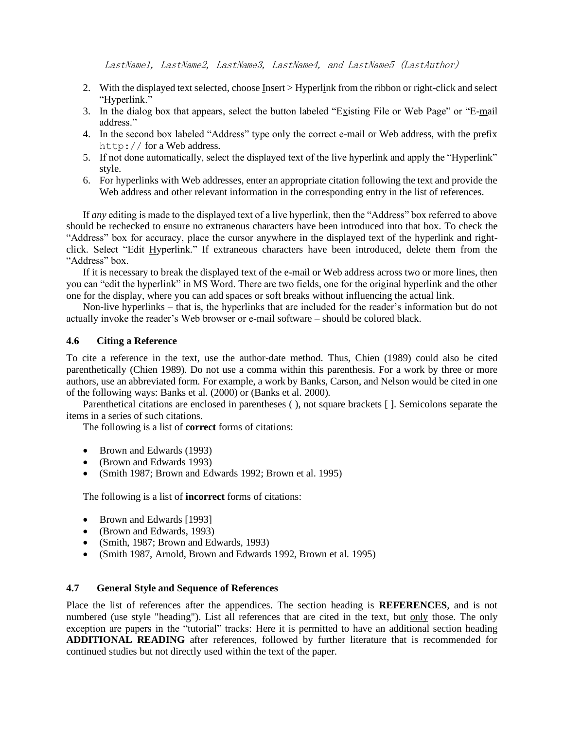2. With the displayed text selected, choose Insert > Hyperlink from the ribbon or right-click and select "Hyperlink."
3. In the dialog box that appears, select the button labeled "Existing File or Web Page" or "E-mail address."
4. In the second box labeled "Address" type only the correct e-mail or Web address, with the prefix `http://` for a Web address.
5. If not done automatically, select the displayed text of the live hyperlink and apply the "Hyperlink" style.
6. For hyperlinks with Web addresses, enter an appropriate citation following the text and provide the Web address and other relevant information in the corresponding entry in the list of references.

If *any* editing is made to the displayed text of a live hyperlink, then the "Address" box referred to above should be rechecked to ensure no extraneous characters have been introduced into that box. To check the "Address" box for accuracy, place the cursor anywhere in the displayed text of the hyperlink and right-click. Select "Edit Hyperlink." If extraneous characters have been introduced, delete them from the "Address" box.

If it is necessary to break the displayed text of the e-mail or Web address across two or more lines, then you can "edit the hyperlink" in MS Word. There are two fields, one for the original hyperlink and the other one for the display, where you can add spaces or soft breaks without influencing the actual link.

Non-live hyperlinks – that is, the hyperlinks that are included for the reader's information but do not actually invoke the reader's Web browser or e-mail software – should be colored black.

### 4.6 Citing a Reference

To cite a reference in the text, use the author-date method. Thus, Chien (1989) could also be cited parenthetically (Chien 1989). Do not use a comma within this parenthesis. For a work by three or more authors, use an abbreviated form. For example, a work by Banks, Carson, and Nelson would be cited in one of the following ways: Banks et al. (2000) or (Banks et al. 2000).

Parenthetical citations are enclosed in parentheses ( ), not square brackets [ ]. Semicolons separate the items in a series of such citations.

The following is a list of **correct** forms of citations:

- Brown and Edwards (1993)
- (Brown and Edwards 1993)
- (Smith 1987; Brown and Edwards 1992; Brown et al. 1995)

The following is a list of **incorrect** forms of citations:

- Brown and Edwards [1993]
- (Brown and Edwards, 1993)
- (Smith, 1987; Brown and Edwards, 1993)
- (Smith 1987, Arnold, Brown and Edwards 1992, Brown et al. 1995)

### 4.7 General Style and Sequence of References

Place the list of references after the appendices. The section heading is **REFERENCES**, and is not numbered (use style "heading"). List all references that are cited in the text, but only those. The only exception are papers in the "tutorial" tracks: Here it is permitted to have an additional section heading **ADDITIONAL READING** after references, followed by further literature that is recommended for continued studies but not directly used within the text of the paper.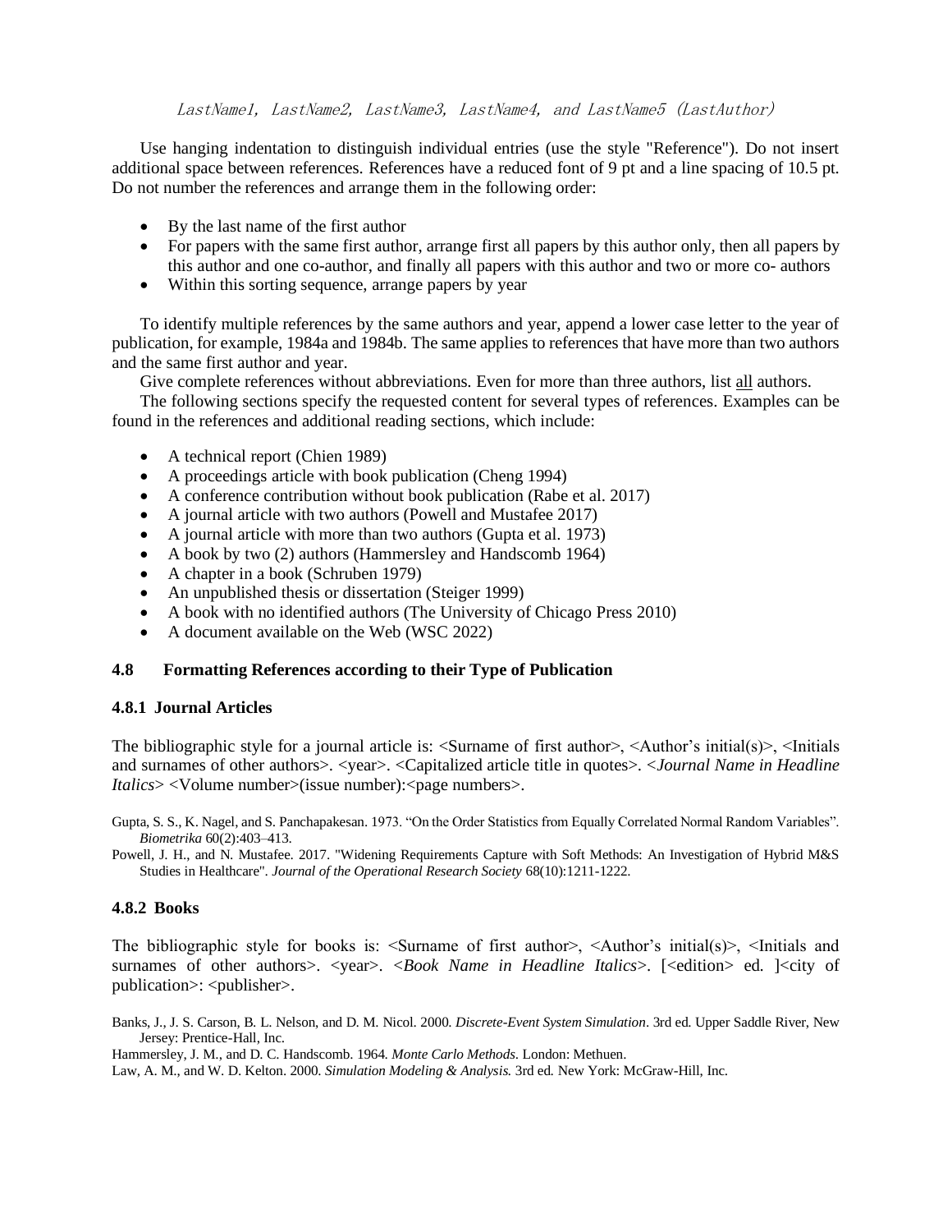LastName1, LastName2, LastName3, LastName4, and LastName5 (LastAuthor)

Use hanging indentation to distinguish individual entries (use the style "Reference"). Do not insert additional space between references. References have a reduced font of 9 pt and a line spacing of 10.5 pt. Do not number the references and arrange them in the following order:

- By the last name of the first author
- For papers with the same first author, arrange first all papers by this author only, then all papers by this author and one co-author, and finally all papers with this author and two or more co- authors
- Within this sorting sequence, arrange papers by year

To identify multiple references by the same authors and year, append a lower case letter to the year of publication, for example, 1984a and 1984b. The same applies to references that have more than two authors and the same first author and year.

Give complete references without abbreviations. Even for more than three authors, list all authors.

The following sections specify the requested content for several types of references. Examples can be found in the references and additional reading sections, which include:

- A technical report (Chien 1989)
- A proceedings article with book publication (Cheng 1994)
- A conference contribution without book publication (Rabe et al. 2017)
- A journal article with two authors (Powell and Mustafee 2017)
- A journal article with more than two authors (Gupta et al. 1973)
- A book by two (2) authors (Hammersley and Handscomb 1964)
- A chapter in a book (Schruben 1979)
- An unpublished thesis or dissertation (Steiger 1999)
- A book with no identified authors (The University of Chicago Press 2010)
- A document available on the Web (WSC 2022)

### 4.8 Formatting References according to their Type of Publication

#### 4.8.1 Journal Articles

The bibliographic style for a journal article is: <Surname of first author>, <Author's initial(s)>, <Initials and surnames of other authors>. <year>. <Capitalized article title in quotes>. <*Journal Name in Headline Italics*> <Volume number>(issue number):<page numbers>.

Gupta, S. S., K. Nagel, and S. Panchapakesan. 1973. "On the Order Statistics from Equally Correlated Normal Random Variables". *Biometrika* 60(2):403–413.

Powell, J. H., and N. Mustafee. 2017. "Widening Requirements Capture with Soft Methods: An Investigation of Hybrid M&S Studies in Healthcare". *Journal of the Operational Research Society* 68(10):1211-1222.

#### 4.8.2 Books

The bibliographic style for books is: <Surname of first author>, <Author's initial(s)>, <Initials and surnames of other authors>. <year>. <*Book Name in Headline Italics*>. [<edition> ed. ]<city of publication>: <publisher>.

Banks, J., J. S. Carson, B. L. Nelson, and D. M. Nicol. 2000. *Discrete-Event System Simulation*. 3rd ed. Upper Saddle River, New Jersey: Prentice-Hall, Inc.

Hammersley, J. M., and D. C. Handscomb. 1964. *Monte Carlo Methods*. London: Methuen.

Law, A. M., and W. D. Kelton. 2000. *Simulation Modeling & Analysis.* 3rd ed. New York: McGraw-Hill, Inc.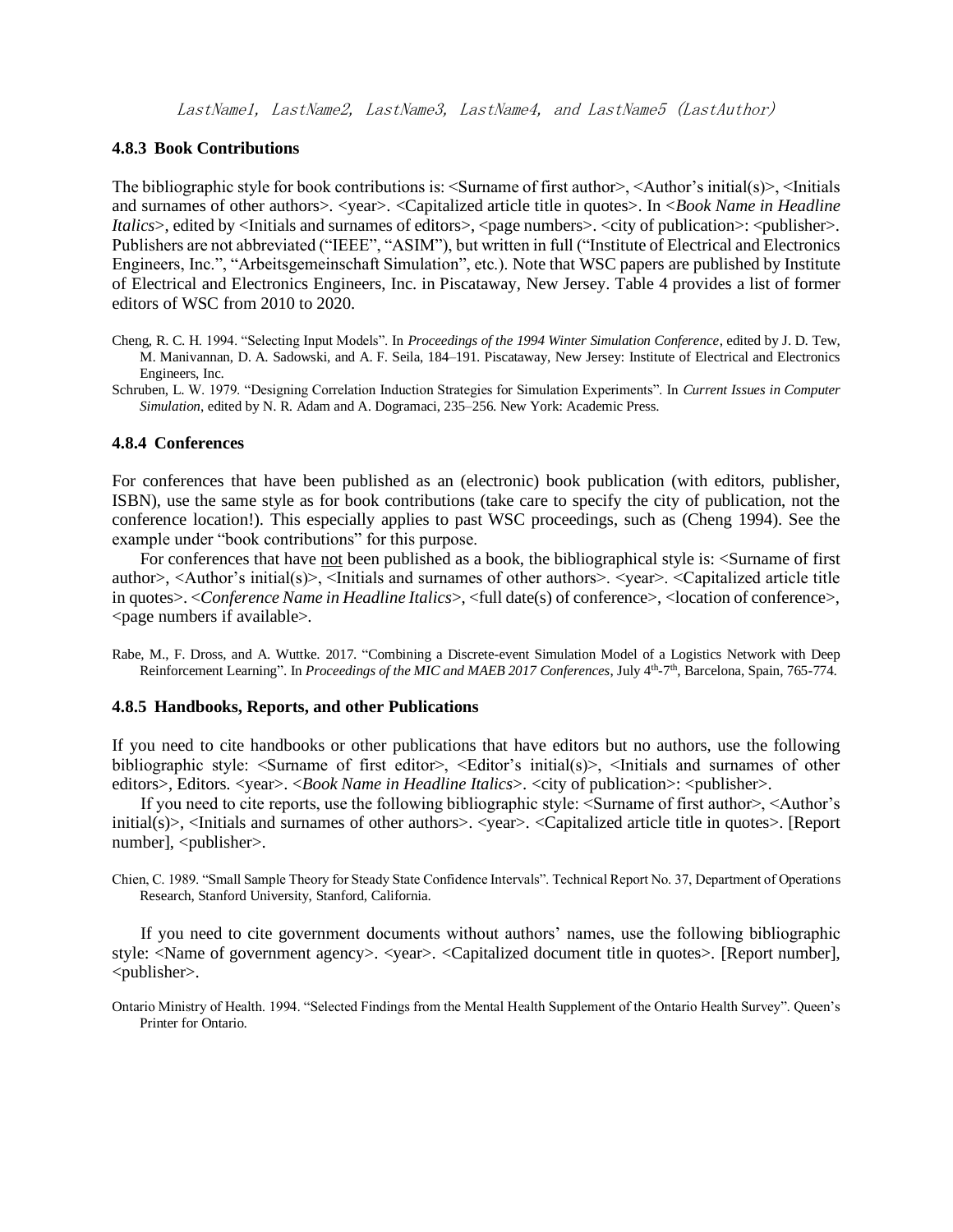### 4.8.3 Book Contributions

The bibliographic style for book contributions is: <Surname of first author>, <Author's initial(s)>, <Initials and surnames of other authors>. <year>. <Capitalized article title in quotes>. In <*Book Name in Headline Italics*>, edited by <Initials and surnames of editors>, <page numbers>. <city of publication>: <publisher>. Publishers are not abbreviated ("IEEE", "ASIM"), but written in full ("Institute of Electrical and Electronics Engineers, Inc.", "Arbeitsgemeinschaft Simulation", etc.). Note that WSC papers are published by Institute of Electrical and Electronics Engineers, Inc. in Piscataway, New Jersey. Table 4 provides a list of former editors of WSC from 2010 to 2020.

Cheng, R. C. H. 1994. "Selecting Input Models". In *Proceedings of the 1994 Winter Simulation Conference*, edited by J. D. Tew, M. Manivannan, D. A. Sadowski, and A. F. Seila, 184–191. Piscataway, New Jersey: Institute of Electrical and Electronics Engineers, Inc.

Schruben, L. W. 1979. "Designing Correlation Induction Strategies for Simulation Experiments". In *Current Issues in Computer Simulation*, edited by N. R. Adam and A. Dogramaci, 235–256. New York: Academic Press.

### 4.8.4 Conferences

For conferences that have been published as an (electronic) book publication (with editors, publisher, ISBN), use the same style as for book contributions (take care to specify the city of publication, not the conference location!). This especially applies to past WSC proceedings, such as (Cheng 1994). See the example under "book contributions" for this purpose.

For conferences that have <u>not</u> been published as a book, the bibliographical style is: <Surname of first author>, <Author's initial(s)>, <Initials and surnames of other authors>. <year>. <Capitalized article title in quotes>. <*Conference Name in Headline Italics*>, <full date(s) of conference>, <location of conference>, <page numbers if available>.

Rabe, M., F. Dross, and A. Wuttke. 2017. "Combining a Discrete-event Simulation Model of a Logistics Network with Deep Reinforcement Learning". In *Proceedings of the MIC and MAEB 2017 Conferences*, July 4th-7th, Barcelona, Spain, 765-774.

### 4.8.5 Handbooks, Reports, and other Publications

If you need to cite handbooks or other publications that have editors but no authors, use the following bibliographic style: <Surname of first editor>, <Editor's initial(s)>, <Initials and surnames of other editors>, Editors. <year>. <*Book Name in Headline Italics*>. <city of publication>: <publisher>.

If you need to cite reports, use the following bibliographic style: <Surname of first author>, <Author's initial(s)>, <Initials and surnames of other authors>. <year>. <Capitalized article title in quotes>. [Report number], <publisher>.

Chien, C. 1989. "Small Sample Theory for Steady State Confidence Intervals". Technical Report No. 37, Department of Operations Research, Stanford University, Stanford, California.

If you need to cite government documents without authors' names, use the following bibliographic style: <Name of government agency>. <year>. <Capitalized document title in quotes>. [Report number], <publisher>.

Ontario Ministry of Health. 1994. "Selected Findings from the Mental Health Supplement of the Ontario Health Survey". Queen's Printer for Ontario.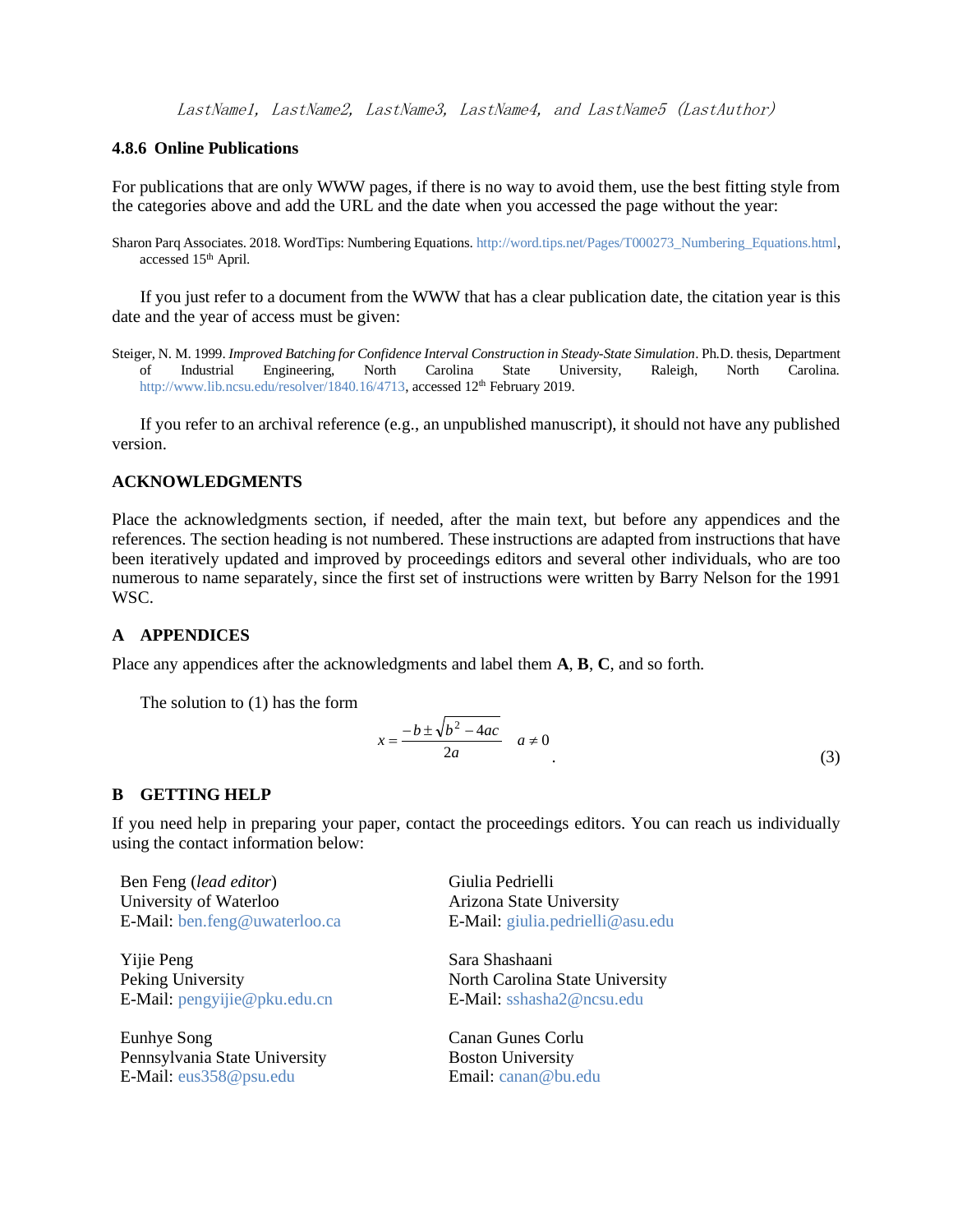### 4.8.6 Online Publications

For publications that are only WWW pages, if there is no way to avoid them, use the best fitting style from the categories above and add the URL and the date when you accessed the page without the year:

Sharon Parq Associates. 2018. WordTips: Numbering Equations. http://word.tips.net/Pages/T000273_Numbering_Equations.html, accessed 15th April.

If you just refer to a document from the WWW that has a clear publication date, the citation year is this date and the year of access must be given:

Steiger, N. M. 1999. *Improved Batching for Confidence Interval Construction in Steady-State Simulation*. Ph.D. thesis, Department of Industrial Engineering, North Carolina State University, Raleigh, North Carolina. http://www.lib.ncsu.edu/resolver/1840.16/4713, accessed 12th February 2019.

If you refer to an archival reference (e.g., an unpublished manuscript), it should not have any published version.

## ACKNOWLEDGMENTS

Place the acknowledgments section, if needed, after the main text, but before any appendices and the references. The section heading is not numbered. These instructions are adapted from instructions that have been iteratively updated and improved by proceedings editors and several other individuals, who are too numerous to name separately, since the first set of instructions were written by Barry Nelson for the 1991 WSC.

## A APPENDICES

Place any appendices after the acknowledgments and label them **A**, **B**, **C**, and so forth.

The solution to (1) has the form

$$x = \frac{-b \pm \sqrt{b^2 - 4ac}}{2a} \quad a \neq 0 . \tag{3}$$

## B GETTING HELP

If you need help in preparing your paper, contact the proceedings editors. You can reach us individually using the contact information below:

Ben Feng (*lead editor*)
University of Waterloo
E-Mail: ben.feng@uwaterloo.ca

Giulia Pedrielli
Arizona State University
E-Mail: giulia.pedrielli@asu.edu

Yijie Peng
Peking University
E-Mail: pengyijie@pku.edu.cn

Sara Shashaani
North Carolina State University
E-Mail: sshasha2@ncsu.edu

Eunhye Song
Pennsylvania State University
E-Mail: eus358@psu.edu

Canan Gunes Corlu
Boston University
Email: canan@bu.edu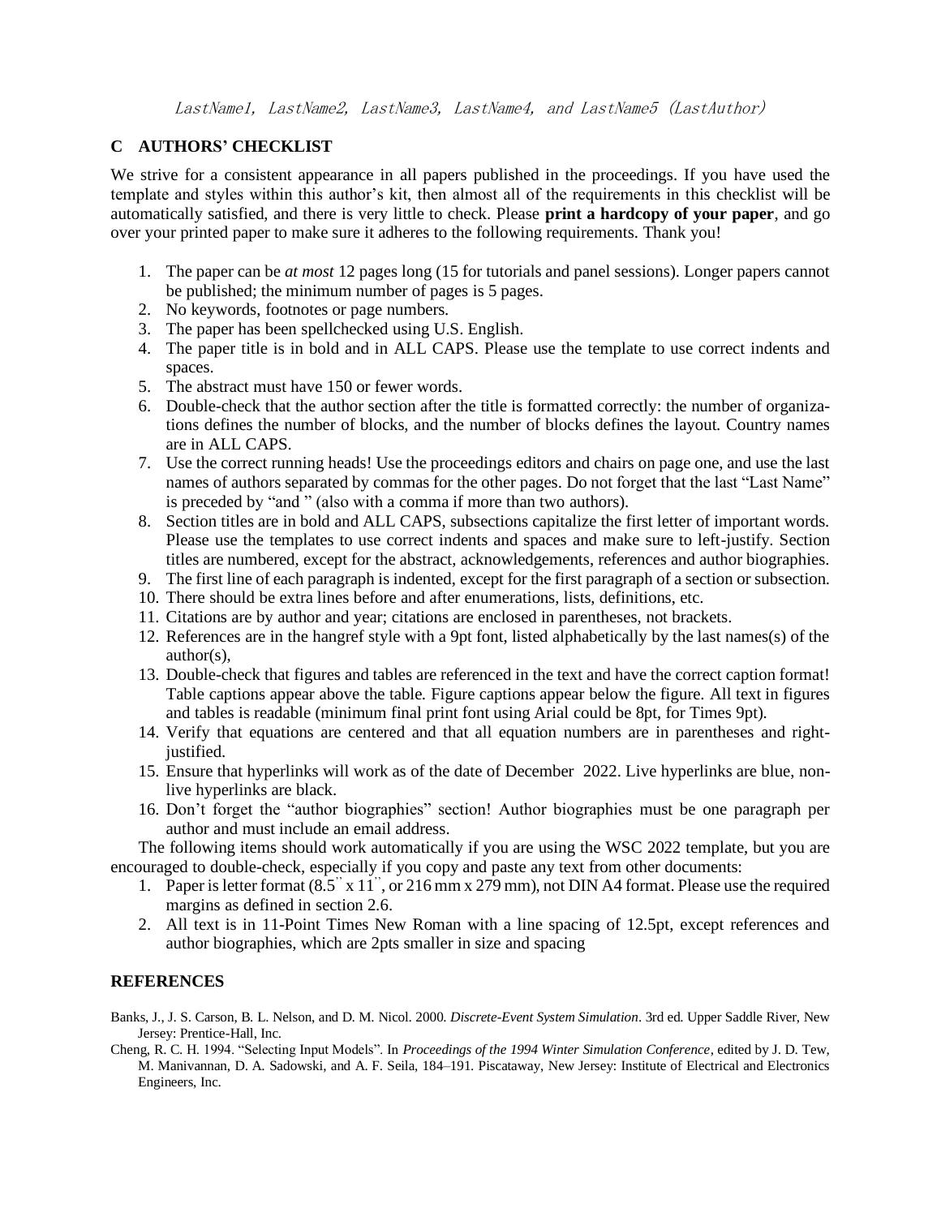## C AUTHORS' CHECKLIST

We strive for a consistent appearance in all papers published in the proceedings. If you have used the template and styles within this author's kit, then almost all of the requirements in this checklist will be automatically satisfied, and there is very little to check. Please **print a hardcopy of your paper**, and go over your printed paper to make sure it adheres to the following requirements. Thank you!

1. The paper can be *at most* 12 pages long (15 for tutorials and panel sessions). Longer papers cannot be published; the minimum number of pages is 5 pages.
2. No keywords, footnotes or page numbers.
3. The paper has been spellchecked using U.S. English.
4. The paper title is in bold and in ALL CAPS. Please use the template to use correct indents and spaces.
5. The abstract must have 150 or fewer words.
6. Double-check that the author section after the title is formatted correctly: the number of organizations defines the number of blocks, and the number of blocks defines the layout. Country names are in ALL CAPS.
7. Use the correct running heads! Use the proceedings editors and chairs on page one, and use the last names of authors separated by commas for the other pages. Do not forget that the last "Last Name" is preceded by "and " (also with a comma if more than two authors).
8. Section titles are in bold and ALL CAPS, subsections capitalize the first letter of important words. Please use the templates to use correct indents and spaces and make sure to left-justify. Section titles are numbered, except for the abstract, acknowledgements, references and author biographies.
9. The first line of each paragraph is indented, except for the first paragraph of a section or subsection.
10. There should be extra lines before and after enumerations, lists, definitions, etc.
11. Citations are by author and year; citations are enclosed in parentheses, not brackets.
12. References are in the hangref style with a 9pt font, listed alphabetically by the last names(s) of the author(s),
13. Double-check that figures and tables are referenced in the text and have the correct caption format! Table captions appear above the table. Figure captions appear below the figure. All text in figures and tables is readable (minimum final print font using Arial could be 8pt, for Times 9pt).
14. Verify that equations are centered and that all equation numbers are in parentheses and right-justified.
15. Ensure that hyperlinks will work as of the date of December 2022. Live hyperlinks are blue, non-live hyperlinks are black.
16. Don't forget the "author biographies" section! Author biographies must be one paragraph per author and must include an email address.

The following items should work automatically if you are using the WSC 2022 template, but you are encouraged to double-check, especially if you copy and paste any text from other documents:

1. Paper is letter format (8.5'' x 11'', or 216 mm x 279 mm), not DIN A4 format. Please use the required margins as defined in section 2.6.
2. All text is in 11-Point Times New Roman with a line spacing of 12.5pt, except references and author biographies, which are 2pts smaller in size and spacing

## REFERENCES

Banks, J., J. S. Carson, B. L. Nelson, and D. M. Nicol. 2000. *Discrete-Event System Simulation*. 3rd ed. Upper Saddle River, New Jersey: Prentice-Hall, Inc.

Cheng, R. C. H. 1994. "Selecting Input Models". In *Proceedings of the 1994 Winter Simulation Conference*, edited by J. D. Tew, M. Manivannan, D. A. Sadowski, and A. F. Seila, 184–191. Piscataway, New Jersey: Institute of Electrical and Electronics Engineers, Inc.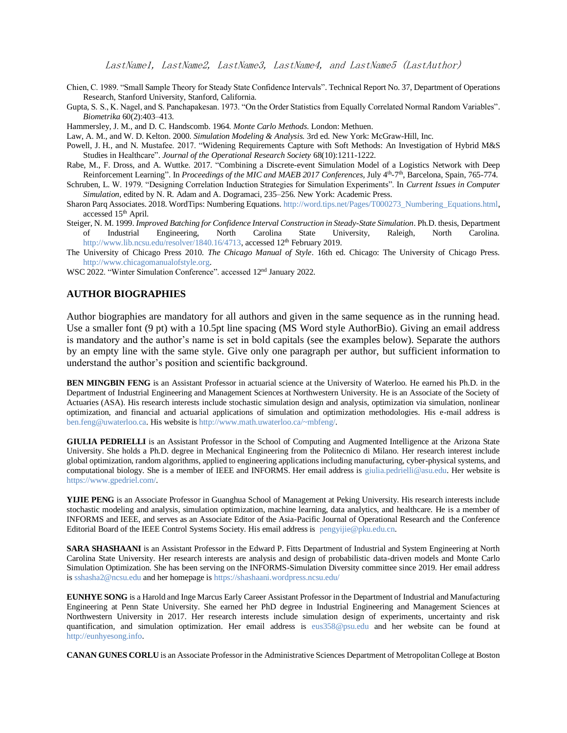Chien, C. 1989. “Small Sample Theory for Steady State Confidence Intervals”. Technical Report No. 37, Department of Operations Research, Stanford University, Stanford, California.

Gupta, S. S., K. Nagel, and S. Panchapakesan. 1973. “On the Order Statistics from Equally Correlated Normal Random Variables”. *Biometrika* 60(2):403–413.

Hammersley, J. M., and D. C. Handscomb. 1964. *Monte Carlo Methods*. London: Methuen.

Law, A. M., and W. D. Kelton. 2000. *Simulation Modeling & Analysis*. 3rd ed. New York: McGraw-Hill, Inc.

Powell, J. H., and N. Mustafee. 2017. “Widening Requirements Capture with Soft Methods: An Investigation of Hybrid M&S Studies in Healthcare”. *Journal of the Operational Research Society* 68(10):1211-1222.

Rabe, M., F. Dross, and A. Wuttke. 2017. “Combining a Discrete-event Simulation Model of a Logistics Network with Deep Reinforcement Learning”. In *Proceedings of the MIC and MAEB 2017 Conferences*, July 4th-7th, Barcelona, Spain, 765-774.

Schruben, L. W. 1979. “Designing Correlation Induction Strategies for Simulation Experiments”. In *Current Issues in Computer Simulation*, edited by N. R. Adam and A. Dogramaci, 235–256. New York: Academic Press.

Sharon Parq Associates. 2018. WordTips: Numbering Equations. http://word.tips.net/Pages/T000273_Numbering_Equations.html, accessed 15th April.

Steiger, N. M. 1999. *Improved Batching for Confidence Interval Construction in Steady-State Simulation*. Ph.D. thesis, Department of Industrial Engineering, North Carolina State University, Raleigh, North Carolina. http://www.lib.ncsu.edu/resolver/1840.16/4713, accessed 12th February 2019.

The University of Chicago Press 2010. *The Chicago Manual of Style*. 16th ed. Chicago: The University of Chicago Press. http://www.chicagomanualofstyle.org.

WSC 2022. “Winter Simulation Conference”. accessed 12nd January 2022.

## AUTHOR BIOGRAPHIES

Author biographies are mandatory for all authors and given in the same sequence as in the running head. Use a smaller font (9 pt) with a 10.5pt line spacing (MS Word style AuthorBio). Giving an email address is mandatory and the author’s name is set in bold capitals (see the examples below). Separate the authors by an empty line with the same style. Give only one paragraph per author, but sufficient information to understand the author’s position and scientific background.

**BEN MINGBIN FENG** is an Assistant Professor in actuarial science at the University of Waterloo. He earned his Ph.D. in the Department of Industrial Engineering and Management Sciences at Northwestern University. He is an Associate of the Society of Actuaries (ASA). His research interests include stochastic simulation design and analysis, optimization via simulation, nonlinear optimization, and financial and actuarial applications of simulation and optimization methodologies. His e-mail address is ben.feng@uwaterloo.ca. His website is http://www.math.uwaterloo.ca/~mbfeng/.

**GIULIA PEDRIELLI** is an Assistant Professor in the School of Computing and Augmented Intelligence at the Arizona State University. She holds a Ph.D. degree in Mechanical Engineering from the Politecnico di Milano. Her research interest include global optimization, random algorithms, applied to engineering applications including manufacturing, cyber-physical systems, and computational biology. She is a member of IEEE and INFORMS. Her email address is giulia.pedrielli@asu.edu. Her website is https://www.gpedriel.com/.

**YIJIE PENG** is an Associate Professor in Guanghua School of Management at Peking University. His research interests include stochastic modeling and analysis, simulation optimization, machine learning, data analytics, and healthcare. He is a member of INFORMS and IEEE, and serves as an Associate Editor of the Asia-Pacific Journal of Operational Research and the Conference Editorial Board of the IEEE Control Systems Society. His email address is pengyijie@pku.edu.cn.

**SARA SHASHAANI** is an Assistant Professor in the Edward P. Fitts Department of Industrial and System Engineering at North Carolina State University. Her research interests are analysis and design of probabilistic data-driven models and Monte Carlo Simulation Optimization. She has been serving on the INFORMS-Simulation Diversity committee since 2019. Her email address is sshasha2@ncsu.edu and her homepage is https://shashaani.wordpress.ncsu.edu/

**EUNHYE SONG** is a Harold and Inge Marcus Early Career Assistant Professor in the Department of Industrial and Manufacturing Engineering at Penn State University. She earned her PhD degree in Industrial Engineering and Management Sciences at Northwestern University in 2017. Her research interests include simulation design of experiments, uncertainty and risk quantification, and simulation optimization. Her email address is eus358@psu.edu and her website can be found at http://eunhyesong.info.

**CANAN GUNES CORLU** is an Associate Professor in the Administrative Sciences Department of Metropolitan College at Boston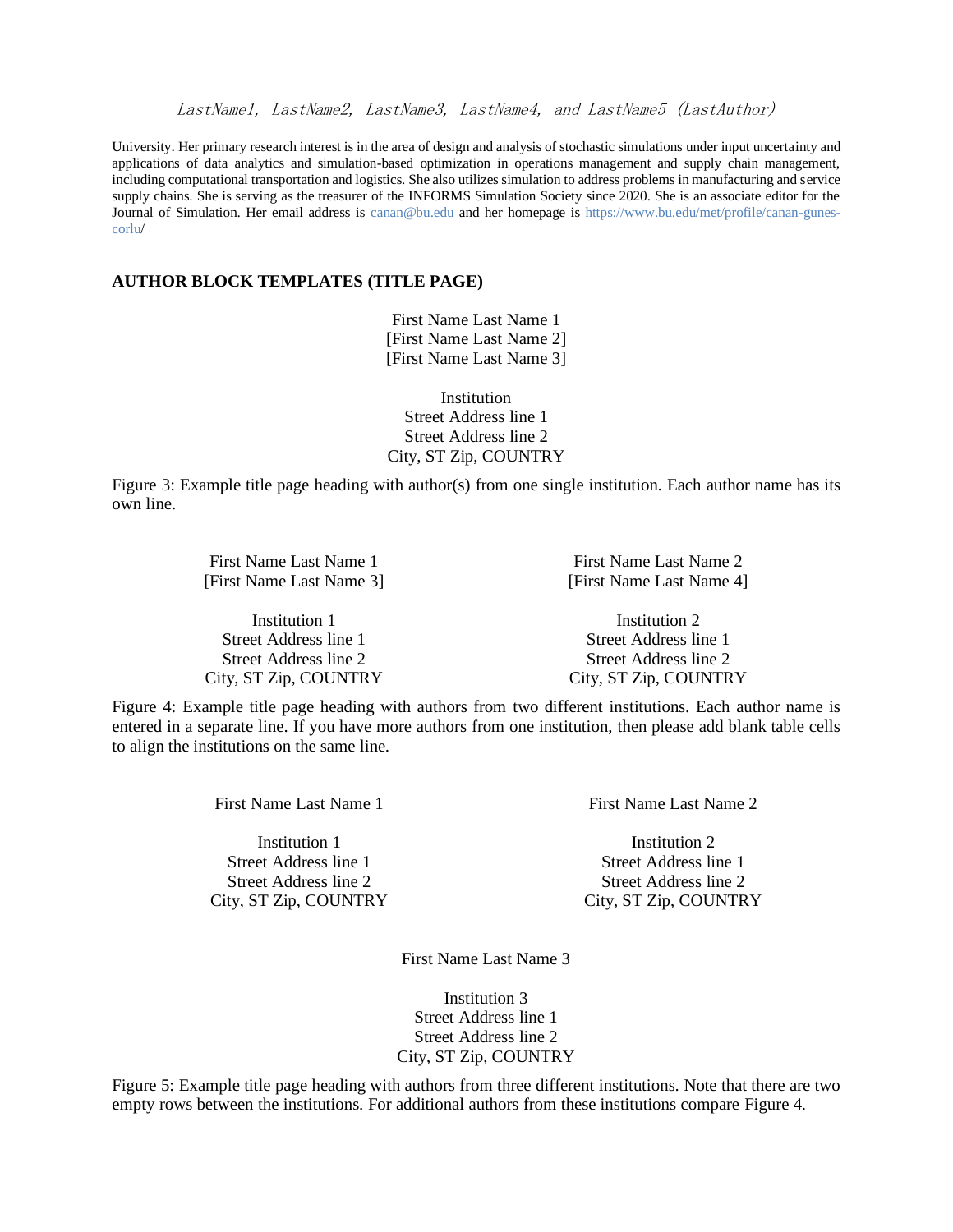University. Her primary research interest is in the area of design and analysis of stochastic simulations under input uncertainty and applications of data analytics and simulation-based optimization in operations management and supply chain management, including computational transportation and logistics. She also utilizes simulation to address problems in manufacturing and service supply chains. She is serving as the treasurer of the INFORMS Simulation Society since 2020. She is an associate editor for the Journal of Simulation. Her email address is canan@bu.edu and her homepage is https://www.bu.edu/met/profile/canan-gunes-corlu/

## AUTHOR BLOCK TEMPLATES (TITLE PAGE)

First Name Last Name 1
[First Name Last Name 2]
[First Name Last Name 3]

Institution
Street Address line 1
Street Address line 2
City, ST Zip, COUNTRY

Figure 3: Example title page heading with author(s) from one single institution. Each author name has its own line.

| | |
|---|---|
| First Name Last Name 1<br>[First Name Last Name 3] | First Name Last Name 2<br>[First Name Last Name 4] |
| Institution 1<br>Street Address line 1<br>Street Address line 2<br>City, ST Zip, COUNTRY | Institution 2<br>Street Address line 1<br>Street Address line 2<br>City, ST Zip, COUNTRY |

Figure 4: Example title page heading with authors from two different institutions. Each author name is entered in a separate line. If you have more authors from one institution, then please add blank table cells to align the institutions on the same line.

| | |
|---|---|
| First Name Last Name 1 | First Name Last Name 2 |
| Institution 1<br>Street Address line 1<br>Street Address line 2<br>City, ST Zip, COUNTRY | Institution 2<br>Street Address line 1<br>Street Address line 2<br>City, ST Zip, COUNTRY |

First Name Last Name 3

Institution 3
Street Address line 1
Street Address line 2
City, ST Zip, COUNTRY

Figure 5: Example title page heading with authors from three different institutions. Note that there are two empty rows between the institutions. For additional authors from these institutions compare Figure 4.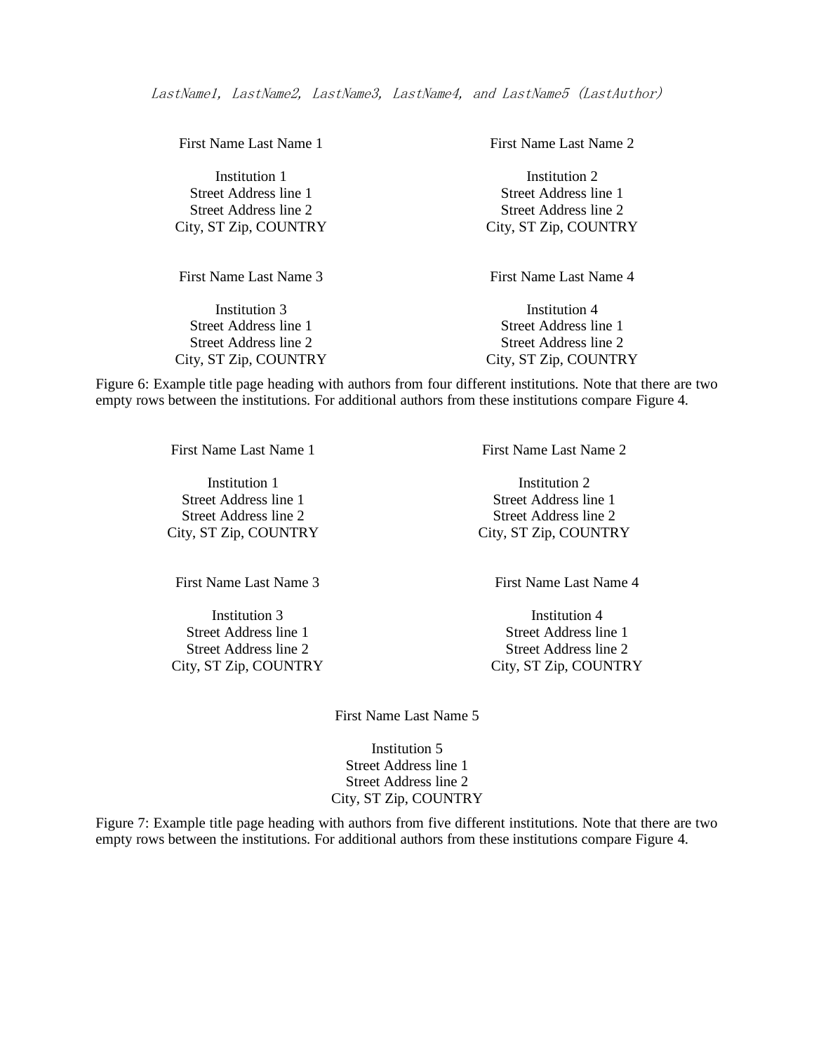First Name Last Name 1

Institution 1
Street Address line 1
Street Address line 2
City, ST Zip, COUNTRY

First Name Last Name 2

Institution 2
Street Address line 1
Street Address line 2
City, ST Zip, COUNTRY

First Name Last Name 3

Institution 3
Street Address line 1
Street Address line 2
City, ST Zip, COUNTRY

First Name Last Name 4

Institution 4
Street Address line 1
Street Address line 2
City, ST Zip, COUNTRY

Figure 6: Example title page heading with authors from four different institutions. Note that there are two empty rows between the institutions. For additional authors from these institutions compare Figure 4.

First Name Last Name 1

Institution 1
Street Address line 1
Street Address line 2
City, ST Zip, COUNTRY

First Name Last Name 2

Institution 2
Street Address line 1
Street Address line 2
City, ST Zip, COUNTRY

First Name Last Name 3

Institution 3
Street Address line 1
Street Address line 2
City, ST Zip, COUNTRY

First Name Last Name 4

Institution 4
Street Address line 1
Street Address line 2
City, ST Zip, COUNTRY

First Name Last Name 5

Institution 5
Street Address line 1
Street Address line 2
City, ST Zip, COUNTRY

Figure 7: Example title page heading with authors from five different institutions. Note that there are two empty rows between the institutions. For additional authors from these institutions compare Figure 4.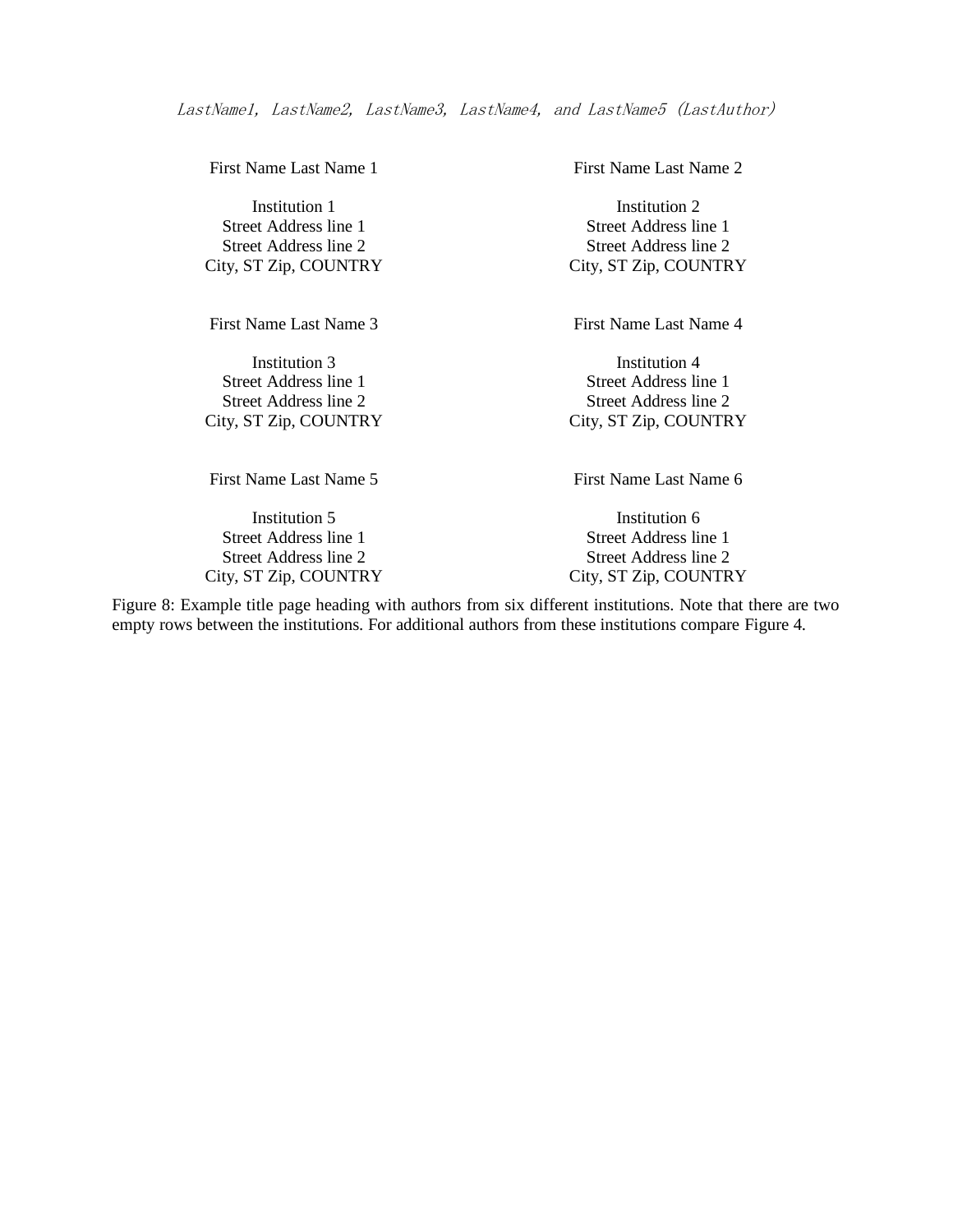*LastName1, LastName2, LastName3, LastName4, and LastName5 (LastAuthor)*

| First Name Last Name 1 | First Name Last Name 2 |
|---|---|
| Institution 1<br>Street Address line 1<br>Street Address line 2<br>City, ST Zip, COUNTRY | Institution 2<br>Street Address line 1<br>Street Address line 2<br>City, ST Zip, COUNTRY |
| | |
| | |
| First Name Last Name 3 | First Name Last Name 4 |
| Institution 3<br>Street Address line 1<br>Street Address line 2<br>City, ST Zip, COUNTRY | Institution 4<br>Street Address line 1<br>Street Address line 2<br>City, ST Zip, COUNTRY |
| | |
| | |
| First Name Last Name 5 | First Name Last Name 6 |
| Institution 5<br>Street Address line 1<br>Street Address line 2<br>City, ST Zip, COUNTRY | Institution 6<br>Street Address line 1<br>Street Address line 2<br>City, ST Zip, COUNTRY |

Figure 8: Example title page heading with authors from six different institutions. Note that there are two empty rows between the institutions. For additional authors from these institutions compare Figure 4.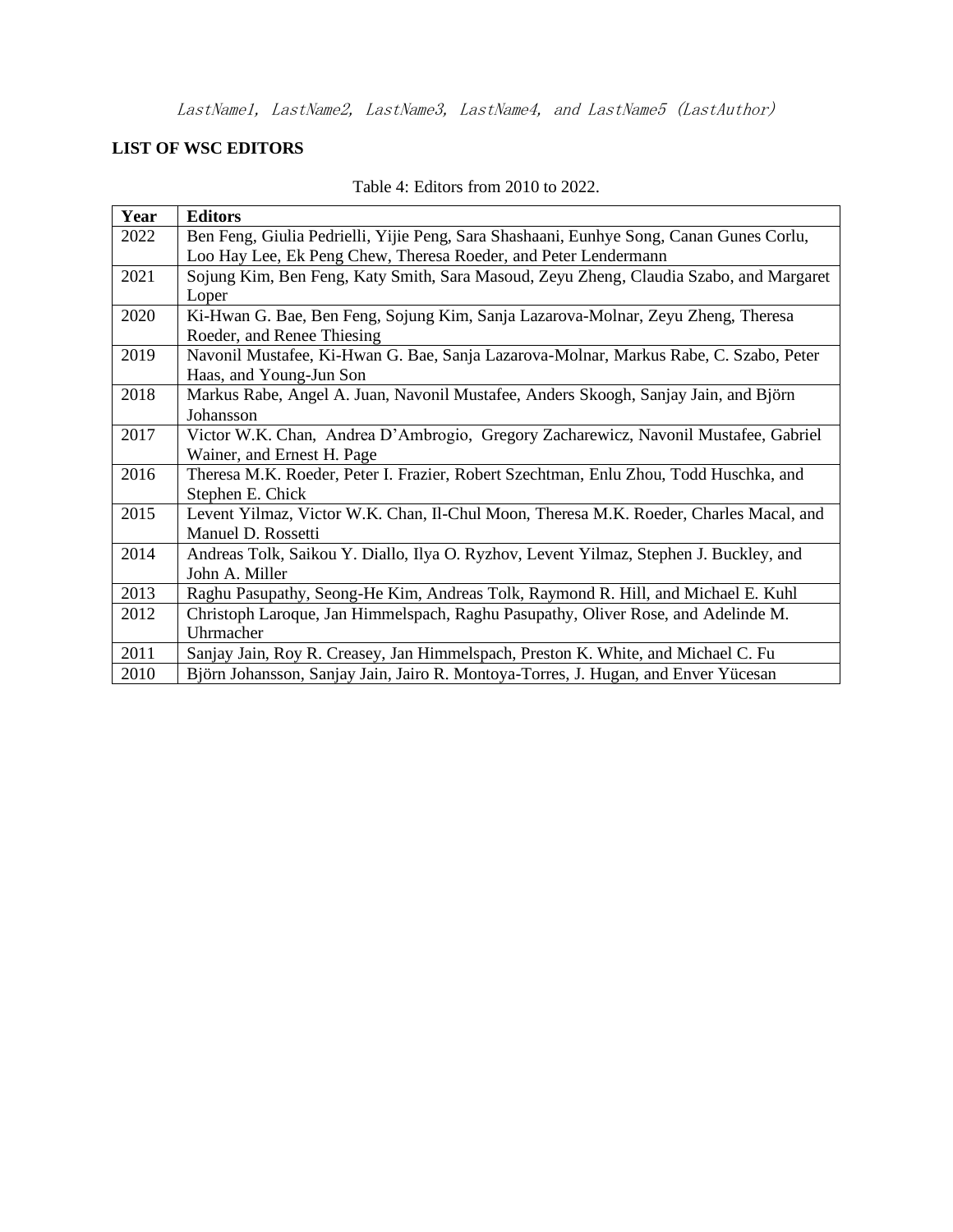## LIST OF WSC EDITORS

Table 4: Editors from 2010 to 2022.

| Year | Editors |
|---|---|
| 2022 | Ben Feng, Giulia Pedrielli, Yijie Peng, Sara Shashaani, Eunhye Song, Canan Gunes Corlu, Loo Hay Lee, Ek Peng Chew, Theresa Roeder, and Peter Lendermann |
| 2021 | Sojung Kim, Ben Feng, Katy Smith, Sara Masoud, Zeyu Zheng, Claudia Szabo, and Margaret Loper |
| 2020 | Ki-Hwan G. Bae, Ben Feng, Sojung Kim, Sanja Lazarova-Molnar, Zeyu Zheng, Theresa Roeder, and Renee Thiesing |
| 2019 | Navonil Mustafee, Ki-Hwan G. Bae, Sanja Lazarova-Molnar, Markus Rabe, C. Szabo, Peter Haas, and Young-Jun Son |
| 2018 | Markus Rabe, Angel A. Juan, Navonil Mustafee, Anders Skoogh, Sanjay Jain, and Björn Johansson |
| 2017 | Victor W.K. Chan, Andrea D'Ambrogio, Gregory Zacharewicz, Navonil Mustafee, Gabriel Wainer, and Ernest H. Page |
| 2016 | Theresa M.K. Roeder, Peter I. Frazier, Robert Szechtman, Enlu Zhou, Todd Huschka, and Stephen E. Chick |
| 2015 | Levent Yilmaz, Victor W.K. Chan, Il-Chul Moon, Theresa M.K. Roeder, Charles Macal, and Manuel D. Rossetti |
| 2014 | Andreas Tolk, Saikou Y. Diallo, Ilya O. Ryzhov, Levent Yilmaz, Stephen J. Buckley, and John A. Miller |
| 2013 | Raghu Pasupathy, Seong-He Kim, Andreas Tolk, Raymond R. Hill, and Michael E. Kuhl |
| 2012 | Christoph Laroque, Jan Himmelspach, Raghu Pasupathy, Oliver Rose, and Adelinde M. Uhrmacher |
| 2011 | Sanjay Jain, Roy R. Creasey, Jan Himmelspach, Preston K. White, and Michael C. Fu |
| 2010 | Björn Johansson, Sanjay Jain, Jairo R. Montoya-Torres, J. Hugan, and Enver Yücesan |